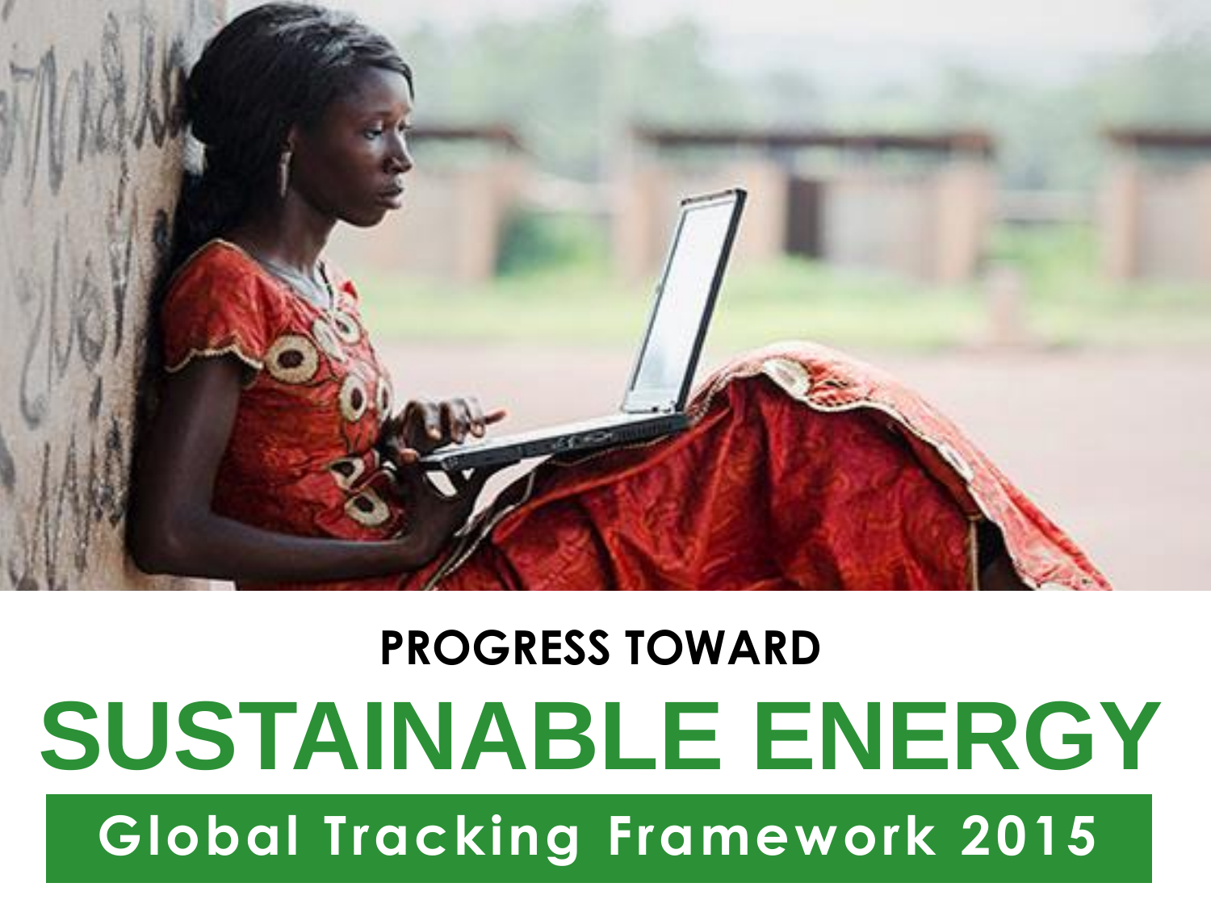PROGRESS TOWARD

# SUSTAINABLE ENERGY

## Global Tracking Framework 2015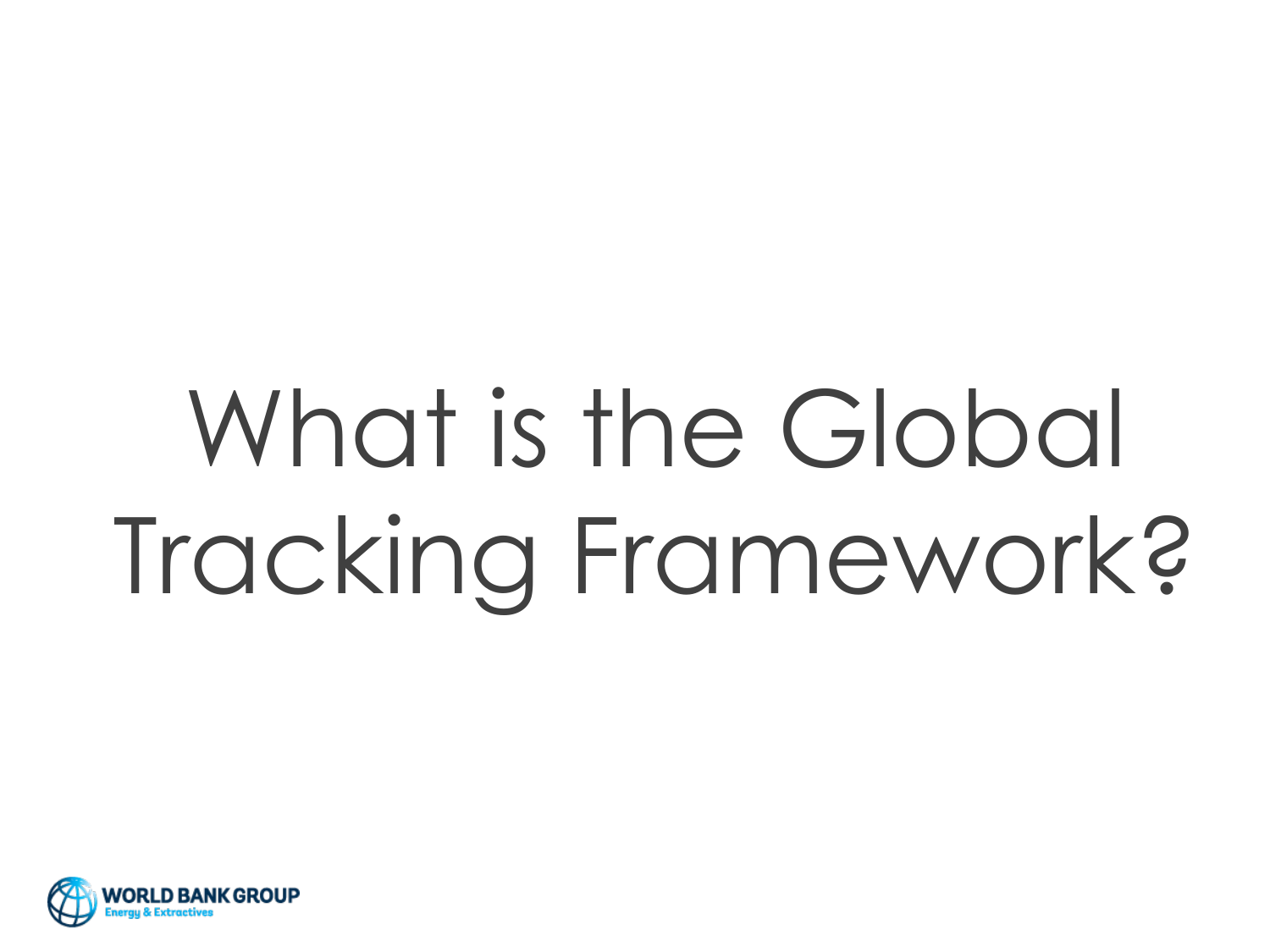# What is the Global Tracking Framework?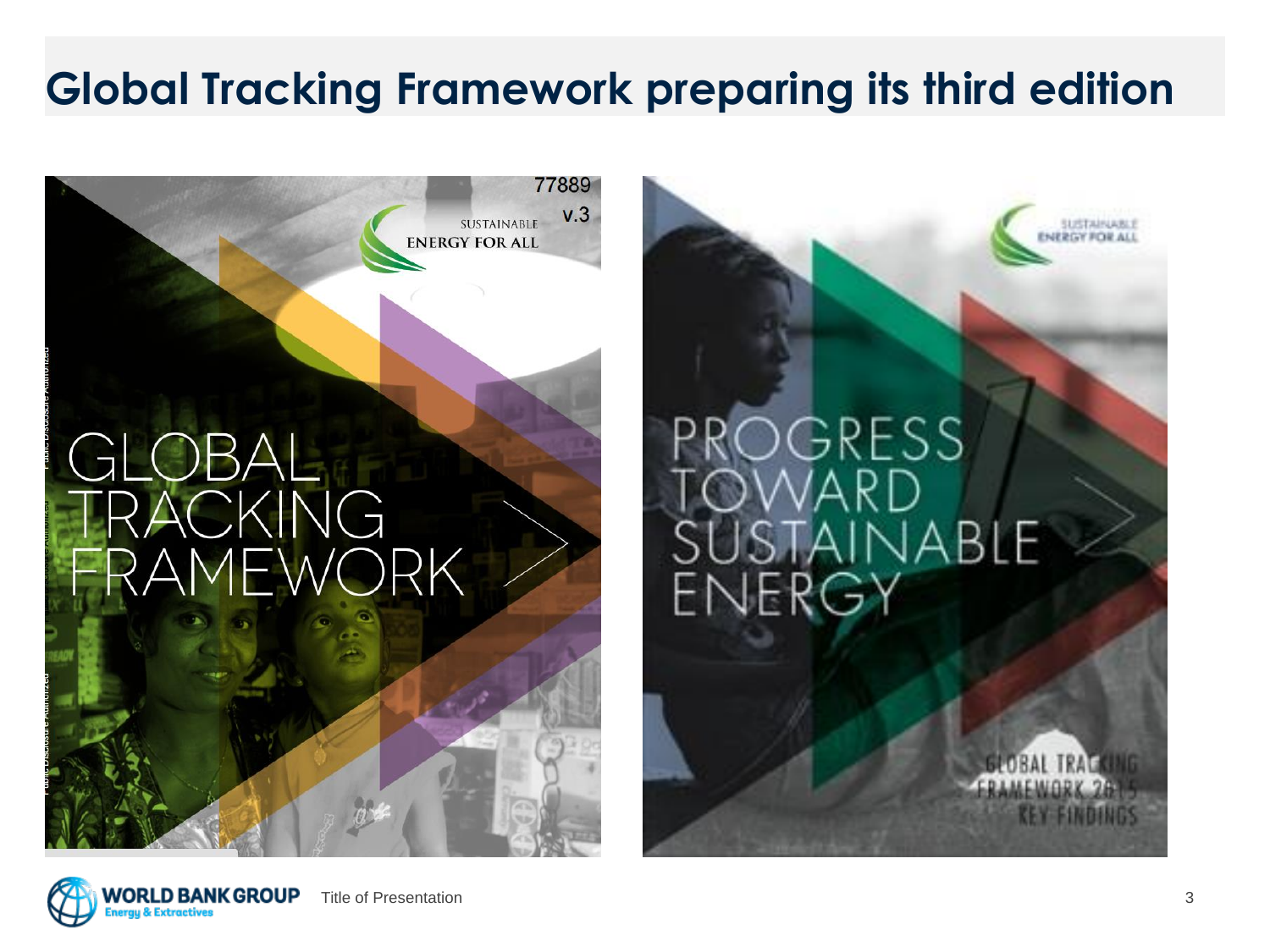# Global Tracking Framework preparing its third edition

77889

v.3

SUSTAINABLE ENERGY FOR ALL

GLOBAL TRACKING FRAMEWORK

SUSTAINABLE ENERGY FOR ALL

PROGRESS TOWARD SUSTAINABLE ENERGY

GLOBAL TRACKING FRAMEWORK 2015 KEY FINDINGS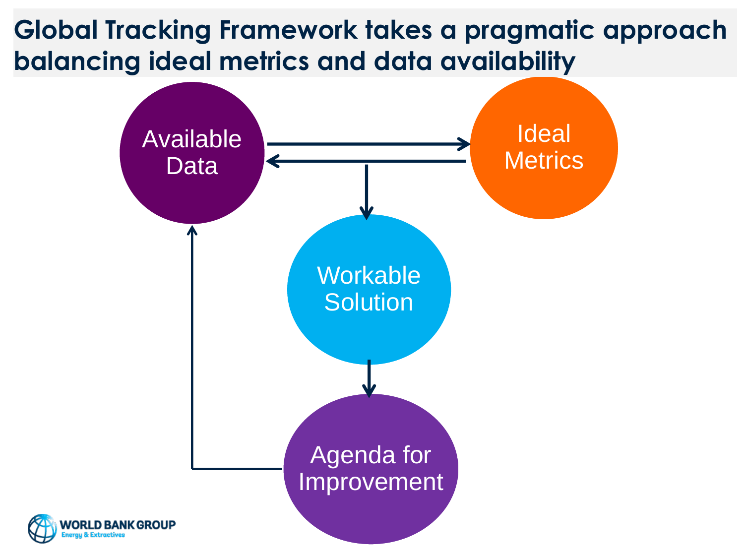# Global Tracking Framework takes a pragmatic approach balancing ideal metrics and data availability

Available Data

Ideal Metrics

Workable Solution

Agenda for Improvement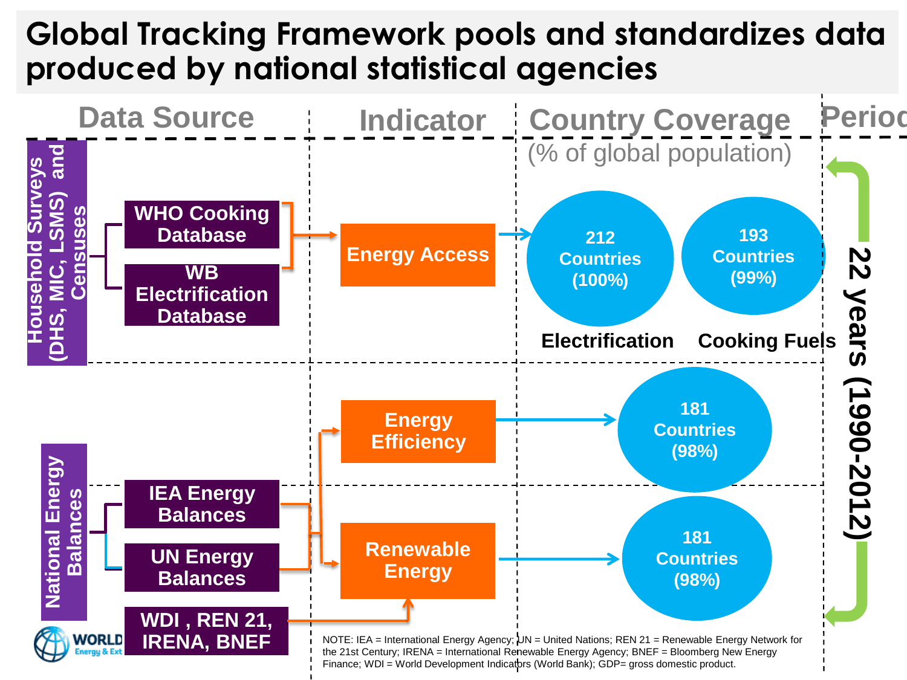# Global Tracking Framework pools and standardizes data produced by national statistical agencies

| Data Source | | Indicator | Country Coverage (% of global population) | | Period |
|---|---|---|---|---|---|
| Household Surveys (DHS, MIC, LSMS) and Censuses | WHO Cooking Database; WB Electrification Database | Energy Access | 212 Countries (100%) — Electrification | 193 Countries (99%) — Cooking Fuels | 22 years (1990-2012) |
| National Energy Balances | IEA Energy Balances; UN Energy Balances | Energy Efficiency | 181 Countries (98%) | | |
| National Energy Balances | IEA Energy Balances; UN Energy Balances; WDI , REN 21, IRENA, BNEF | Renewable Energy | 181 Countries (98%) | | |

NOTE: IEA = International Energy Agency; UN = United Nations; REN 21 = Renewable Energy Network for the 21st Century; IRENA = International Renewable Energy Agency; BNEF = Bloomberg New Energy Finance; WDI = World Development Indicators (World Bank); GDP= gross domestic product.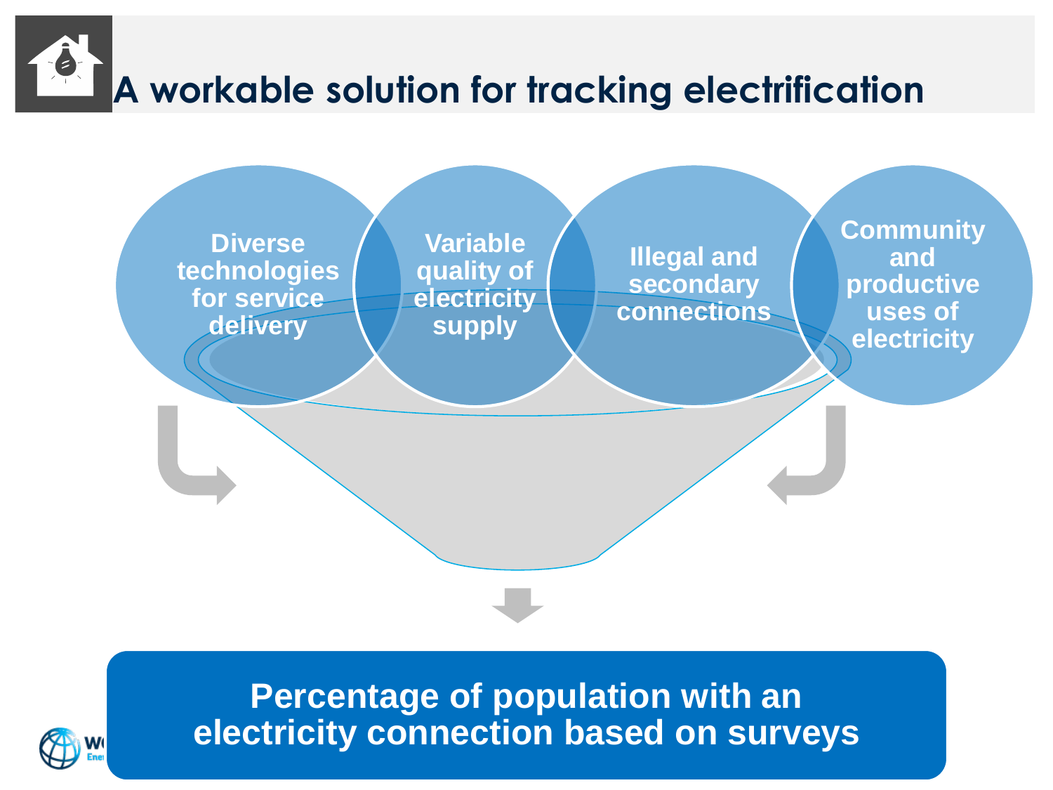# A workable solution for tracking electrification

Diverse technologies for service delivery

Variable quality of electricity supply

Illegal and secondary connections

Community and productive uses of electricity

**Percentage of population with an electricity connection based on surveys**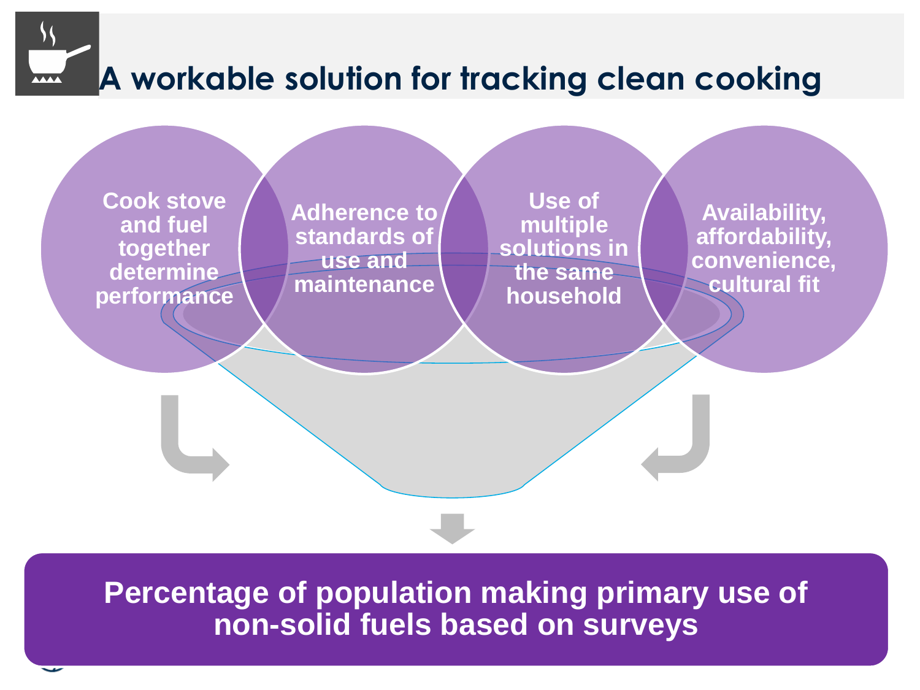# A workable solution for tracking clean cooking

- Cook stove and fuel together determine performance
- Adherence to standards of use and maintenance
- Use of multiple solutions in the same household
- Availability, affordability, convenience, cultural fit

**Percentage of population making primary use of non-solid fuels based on surveys**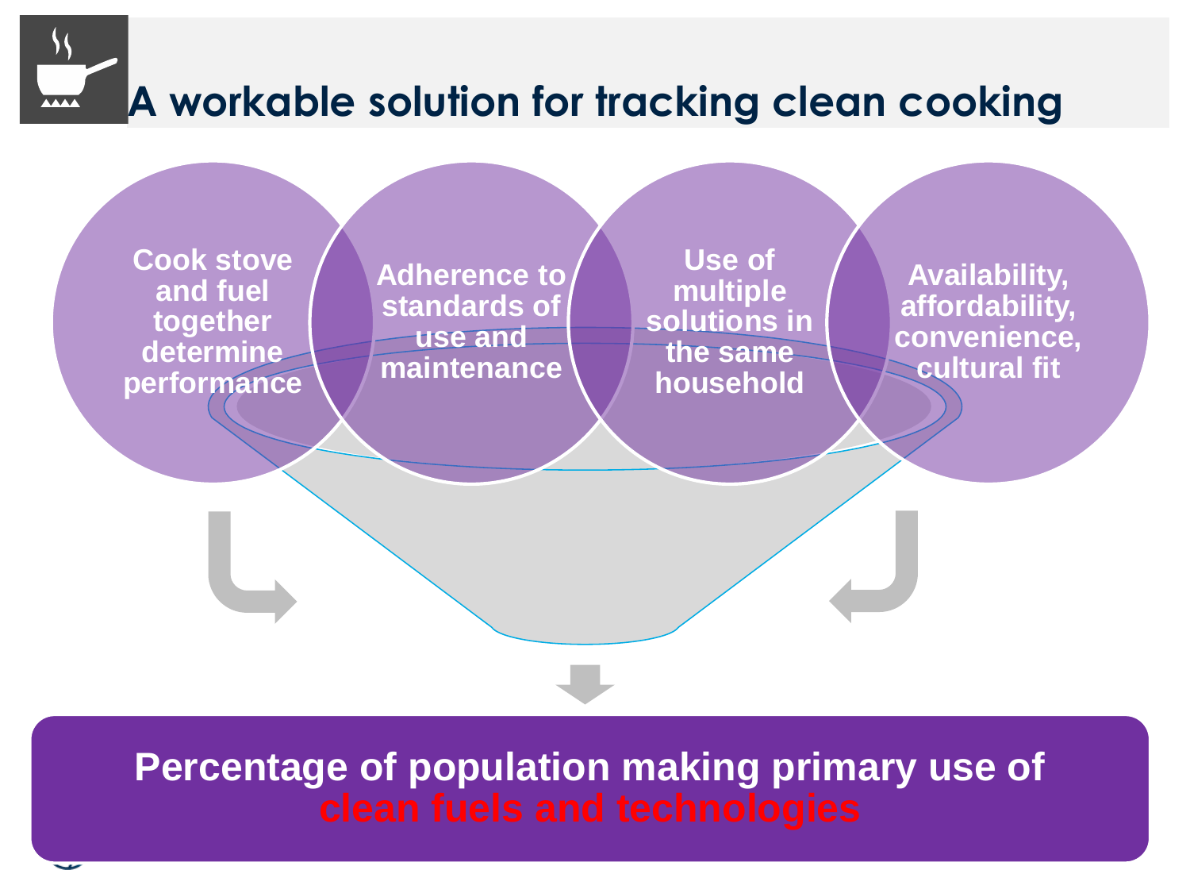# A workable solution for tracking clean cooking

Cook stove and fuel together determine performance

Adherence to standards of use and maintenance

Use of multiple solutions in the same household

Availability, affordability, convenience, cultural fit

**Percentage of population making primary use of clean fuels and technologies**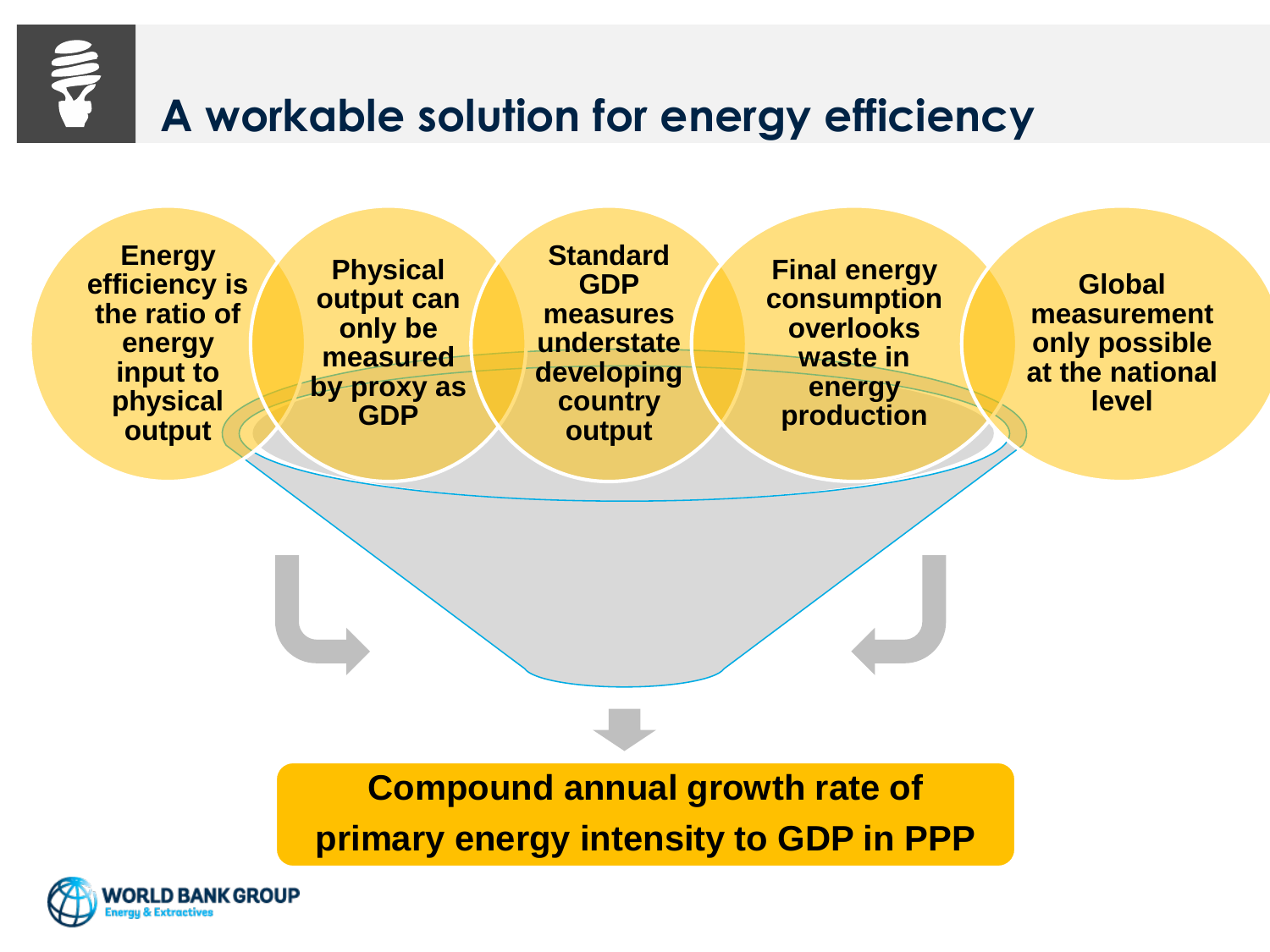# A workable solution for energy efficiency

- Energy efficiency is the ratio of energy input to physical output
- Physical output can only be measured by proxy as GDP
- Standard GDP measures understate developing country output
- Final energy consumption overlooks waste in energy production
- Global measurement only possible at the national level

**Compound annual growth rate of primary energy intensity to GDP in PPP**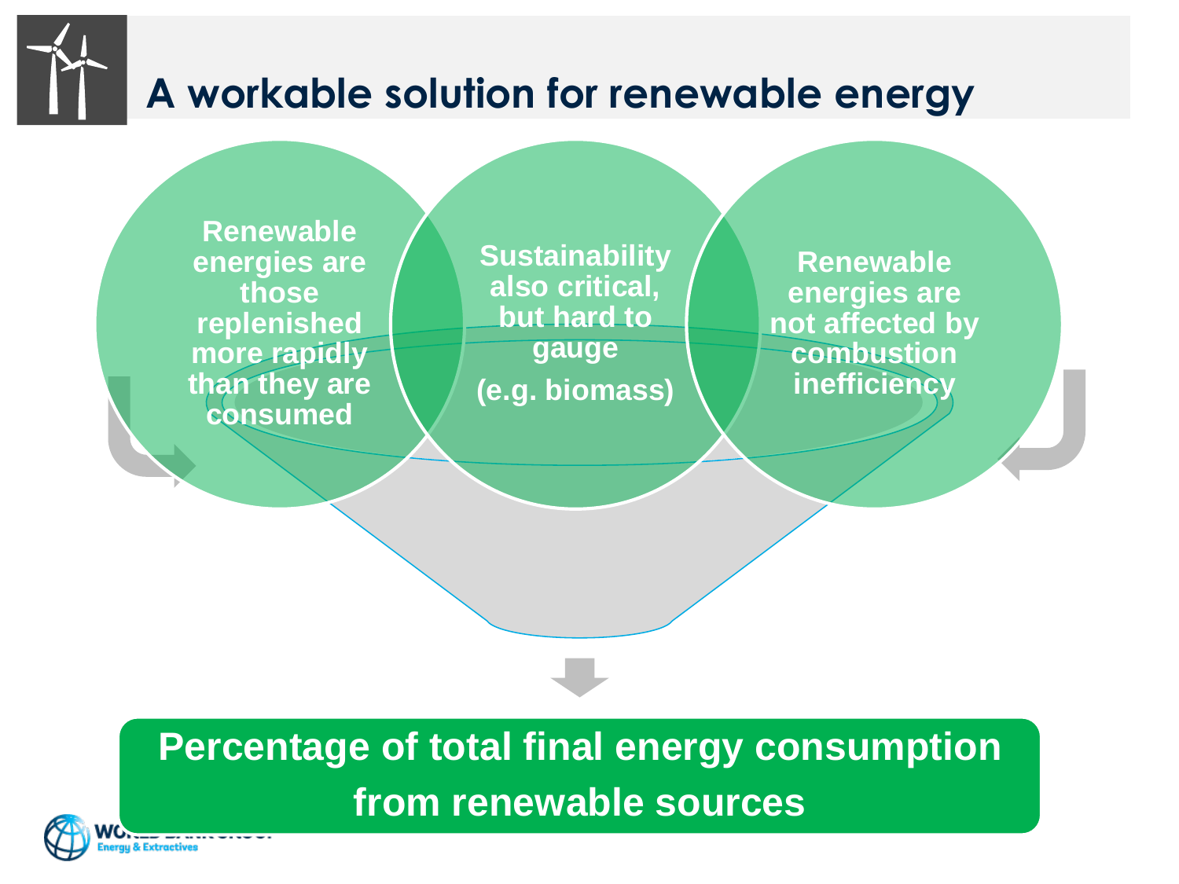# A workable solution for renewable energy

**Renewable energies are those replenished more rapidly than they are consumed**

**Sustainability also critical, but hard to gauge (e.g. biomass)**

**Renewable energies are not affected by combustion inefficiency**

**Percentage of total final energy consumption from renewable sources**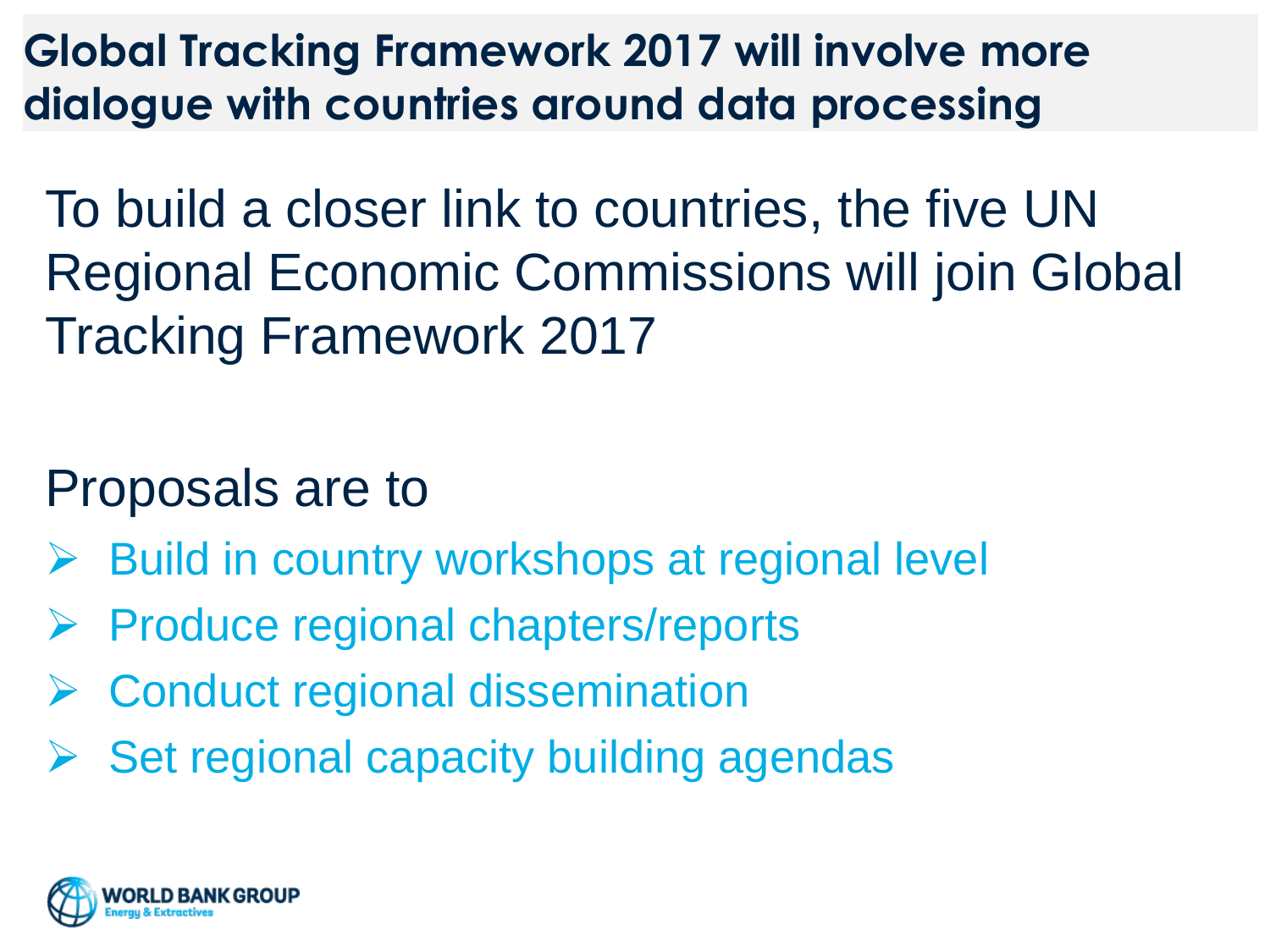# Global Tracking Framework 2017 will involve more dialogue with countries around data processing

To build a closer link to countries, the five UN Regional Economic Commissions will join Global Tracking Framework 2017

Proposals are to

- Build in country workshops at regional level
- Produce regional chapters/reports
- Conduct regional dissemination
- Set regional capacity building agendas

WORLD BANK GROUP
Energy & Extractives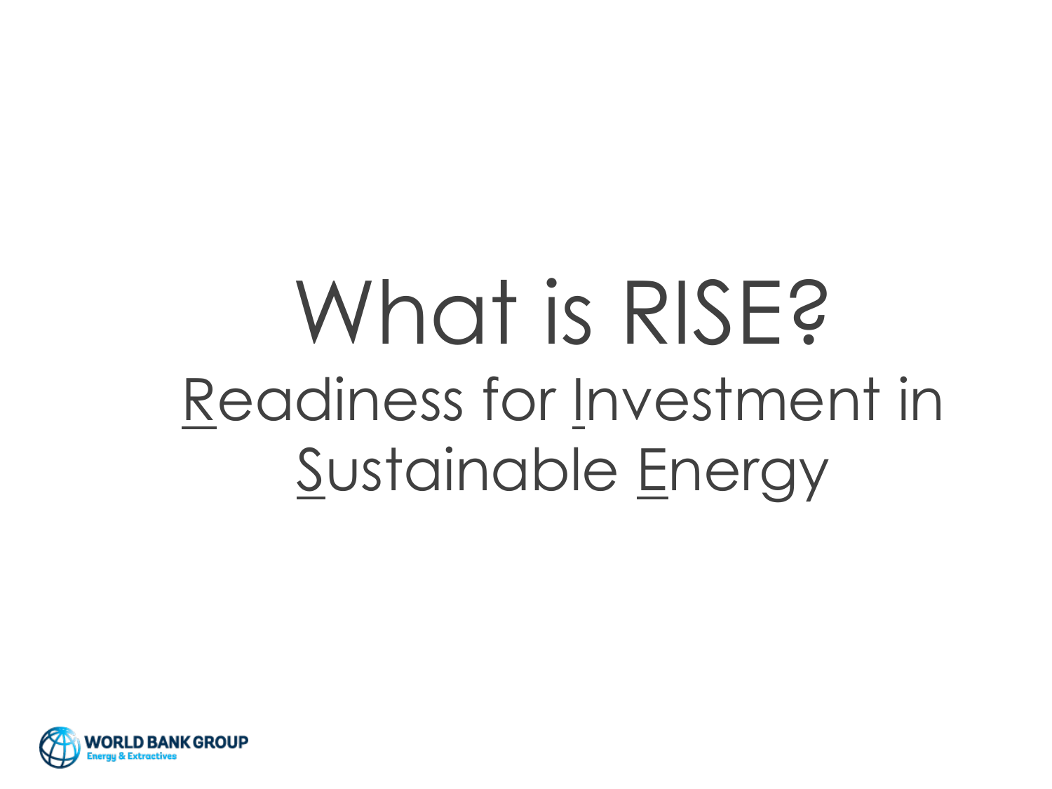# What is RISE?

## Readiness for Investment in Sustainable Energy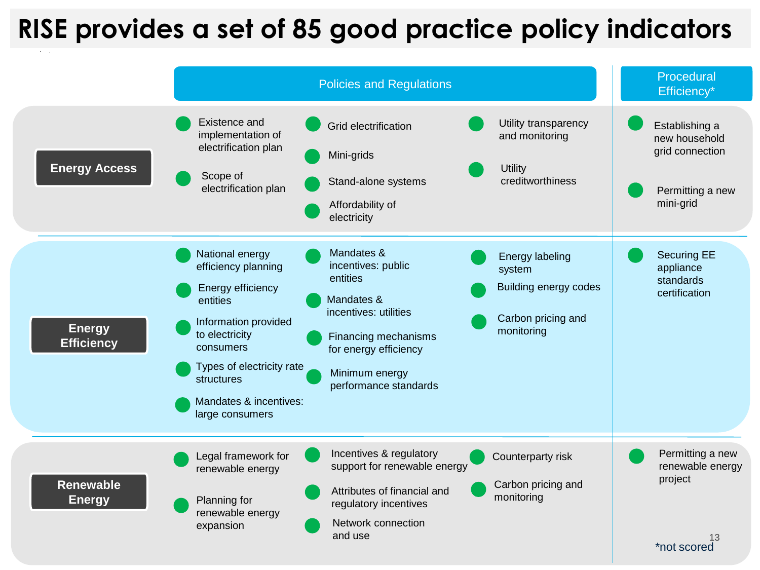# RISE provides a set of 85 good practice policy indicators

| | Policies and Regulations | | | Procedural Efficiency* |
|---|---|---|---|---|
| **Energy Access** | Existence and implementation of electrification plan<br>Scope of electrification plan | Grid electrification<br>Mini-grids<br>Stand-alone systems<br>Affordability of electricity | Utility transparency and monitoring<br>Utility creditworthiness | Establishing a new household grid connection<br>Permitting a new mini-grid |
| **Energy Efficiency** | National energy efficiency planning<br>Energy efficiency entities<br>Information provided to electricity consumers<br>Types of electricity rate structures<br>Mandates & incentives: large consumers | Mandates & incentives: public entities<br>Mandates & incentives: utilities<br>Financing mechanisms for energy efficiency<br>Minimum energy performance standards | Energy labeling system<br>Building energy codes<br>Carbon pricing and monitoring | Securing EE appliance standards certification |
| **Renewable Energy** | Legal framework for renewable energy<br>Planning for renewable energy expansion | Incentives & regulatory support for renewable energy<br>Attributes of financial and regulatory incentives<br>Network connection and use | Counterparty risk<br>Carbon pricing and monitoring | Permitting a new renewable energy project |

*not scored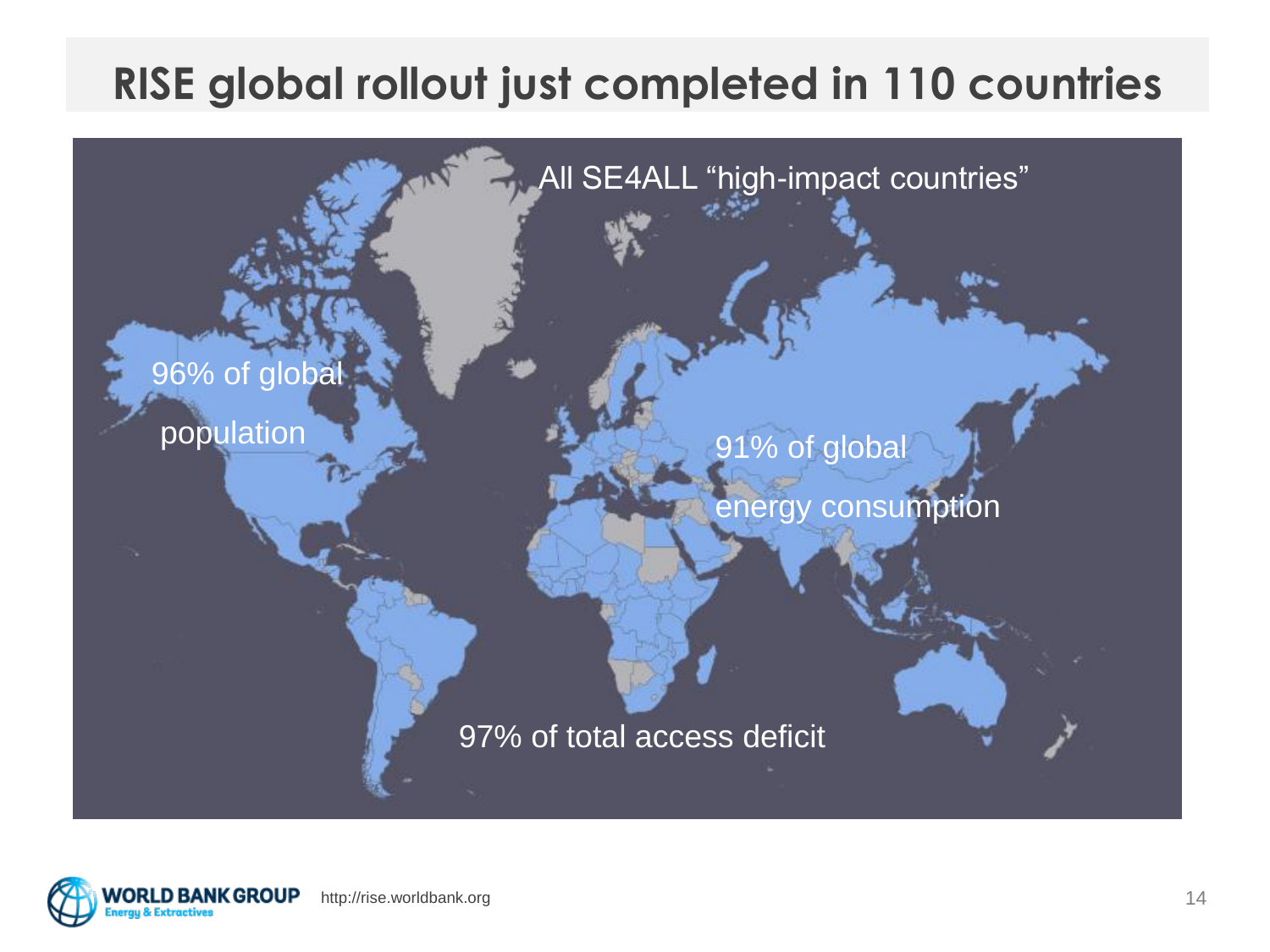# RISE global rollout just completed in 110 countries

All SE4ALL "high-impact countries"

96% of global population

91% of global energy consumption

97% of total access deficit

http://rise.worldbank.org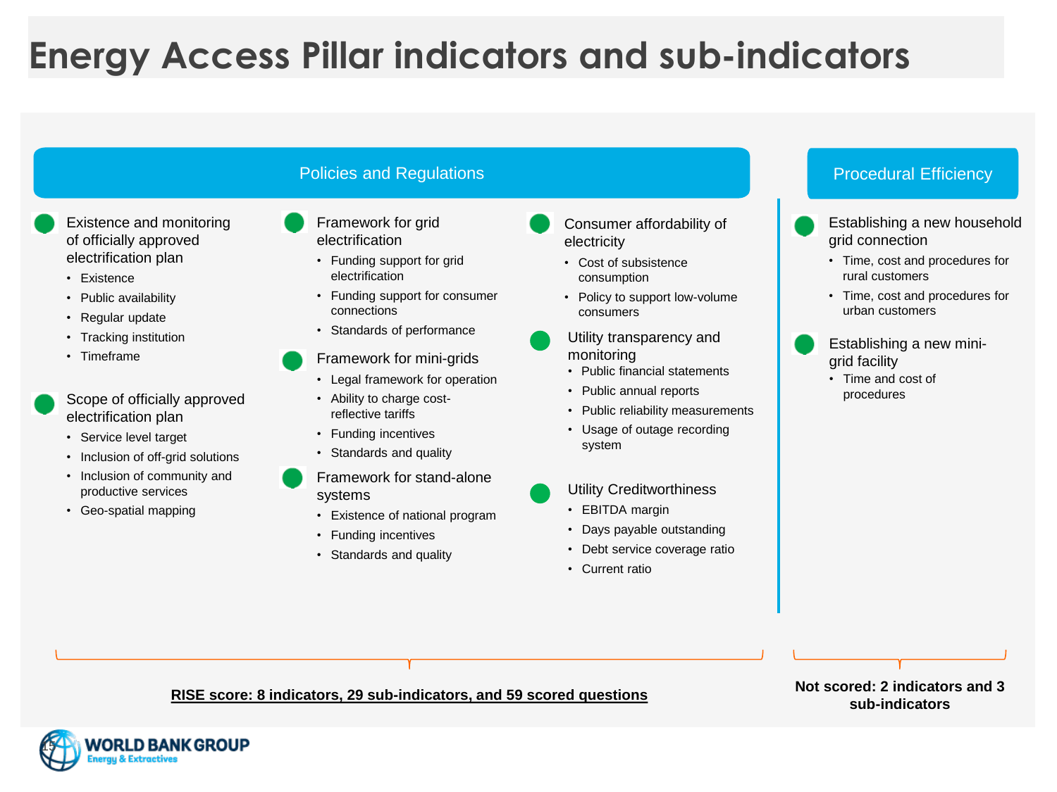# Energy Access Pillar indicators and sub-indicators

## Policies and Regulations

**Existence and monitoring of officially approved electrification plan**
- Existence
- Public availability
- Regular update
- Tracking institution
- Timeframe

**Scope of officially approved electrification plan**
- Service level target
- Inclusion of off-grid solutions
- Inclusion of community and productive services
- Geo-spatial mapping

**Framework for grid electrification**
- Funding support for grid electrification
- Funding support for consumer connections
- Standards of performance

**Framework for mini-grids**
- Legal framework for operation
- Ability to charge cost-reflective tariffs
- Funding incentives
- Standards and quality

**Framework for stand-alone systems**
- Existence of national program
- Funding incentives
- Standards and quality

**Consumer affordability of electricity**
- Cost of subsistence consumption
- Policy to support low-volume consumers

**Utility transparency and monitoring**
- Public financial statements
- Public annual reports
- Public reliability measurements
- Usage of outage recording system

**Utility Creditworthiness**
- EBITDA margin
- Days payable outstanding
- Debt service coverage ratio
- Current ratio

**RISE score: 8 indicators, 29 sub-indicators, and 59 scored questions**

## Procedural Efficiency

**Establishing a new household grid connection**
- Time, cost and procedures for rural customers
- Time, cost and procedures for urban customers

**Establishing a new mini-grid facility**
- Time and cost of procedures

**Not scored: 2 indicators and 3 sub-indicators**

WORLD BANK GROUP
Energy & Extractives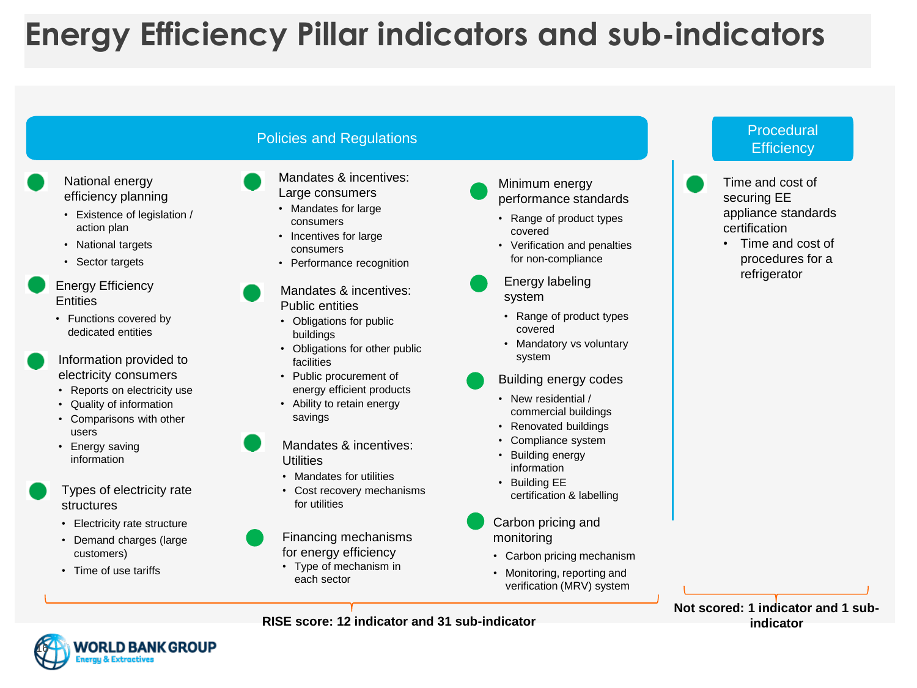# Energy Efficiency Pillar indicators and sub-indicators

## Policies and Regulations

**National energy efficiency planning**
- Existence of legislation / action plan
- National targets
- Sector targets

**Energy Efficiency Entities**
- Functions covered by dedicated entities

**Information provided to electricity consumers**
- Reports on electricity use
- Quality of information
- Comparisons with other users
- Energy saving information

**Types of electricity rate structures**
- Electricity rate structure
- Demand charges (large customers)
- Time of use tariffs

**Mandates & incentives: Large consumers**
- Mandates for large consumers
- Incentives for large consumers
- Performance recognition

**Mandates & incentives: Public entities**
- Obligations for public buildings
- Obligations for other public facilities
- Public procurement of energy efficient products
- Ability to retain energy savings

**Mandates & incentives: Utilities**
- Mandates for utilities
- Cost recovery mechanisms for utilities

**Financing mechanisms for energy efficiency**
- Type of mechanism in each sector

**Minimum energy performance standards**
- Range of product types covered
- Verification and penalties for non-compliance

**Energy labeling system**
- Range of product types covered
- Mandatory vs voluntary system

**Building energy codes**
- New residential / commercial buildings
- Renovated buildings
- Compliance system
- Building energy information
- Building EE certification & labelling

**Carbon pricing and monitoring**
- Carbon pricing mechanism
- Monitoring, reporting and verification (MRV) system

**RISE score: 12 indicator and 31 sub-indicator**

## Procedural Efficiency

**Time and cost of securing EE appliance standards certification**
- Time and cost of procedures for a refrigerator

**Not scored: 1 indicator and 1 sub-indicator**

WORLD BANK GROUP
Energy & Extractives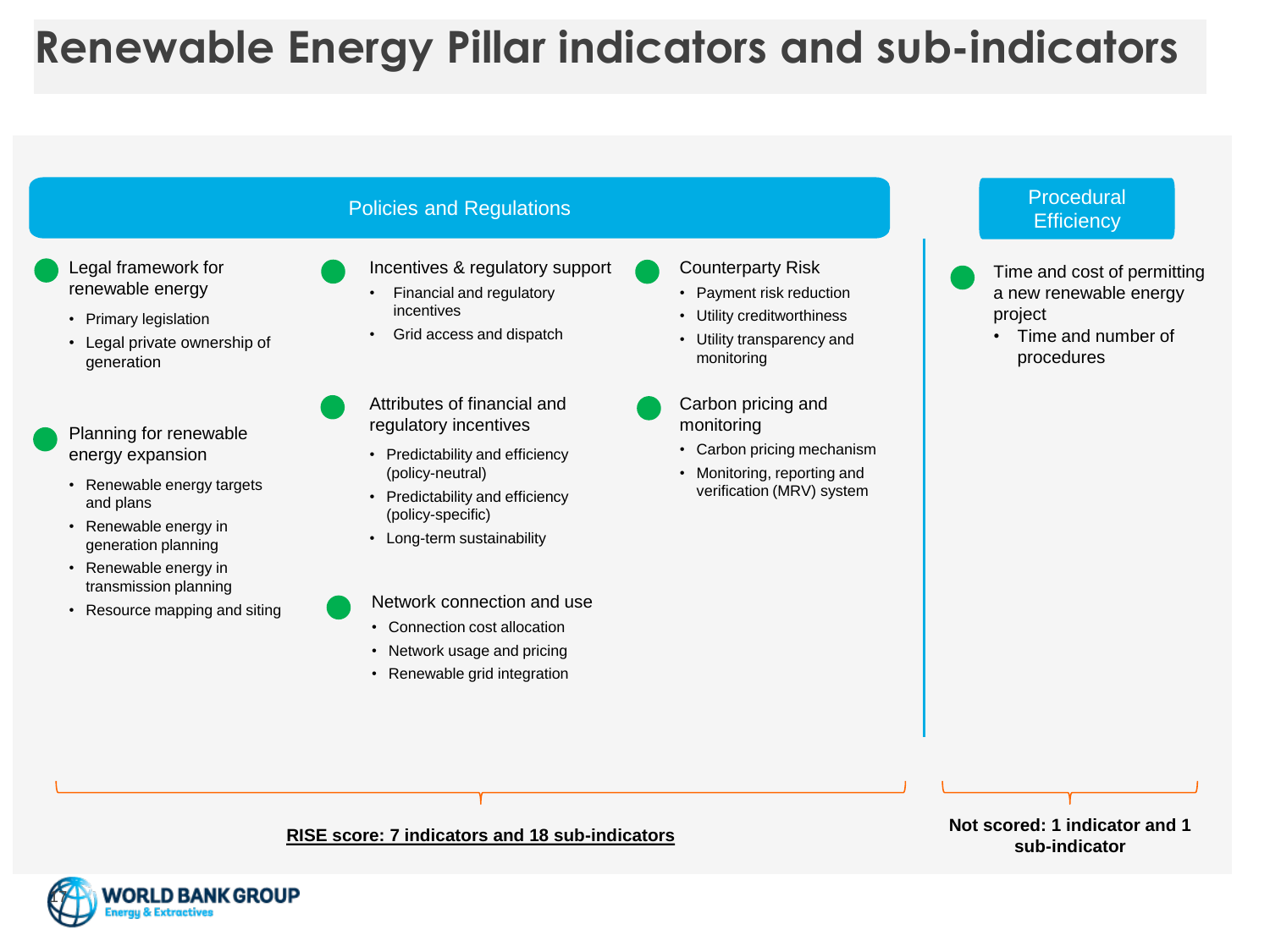# Renewable Energy Pillar indicators and sub-indicators

## Policies and Regulations

**Legal framework for renewable energy**

- Primary legislation
- Legal private ownership of generation

**Planning for renewable energy expansion**

- Renewable energy targets and plans
- Renewable energy in generation planning
- Renewable energy in transmission planning
- Resource mapping and siting

**Incentives & regulatory support**

- Financial and regulatory incentives
- Grid access and dispatch

**Attributes of financial and regulatory incentives**

- Predictability and efficiency (policy-neutral)
- Predictability and efficiency (policy-specific)
- Long-term sustainability

**Network connection and use**

- Connection cost allocation
- Network usage and pricing
- Renewable grid integration

**Counterparty Risk**

- Payment risk reduction
- Utility creditworthiness
- Utility transparency and monitoring

**Carbon pricing and monitoring**

- Carbon pricing mechanism
- Monitoring, reporting and verification (MRV) system

**RISE score: 7 indicators and 18 sub-indicators**

## Procedural Efficiency

**Time and cost of permitting a new renewable energy project**

- Time and number of procedures

**Not scored: 1 indicator and 1 sub-indicator**

WORLD BANK GROUP
Energy & Extractives